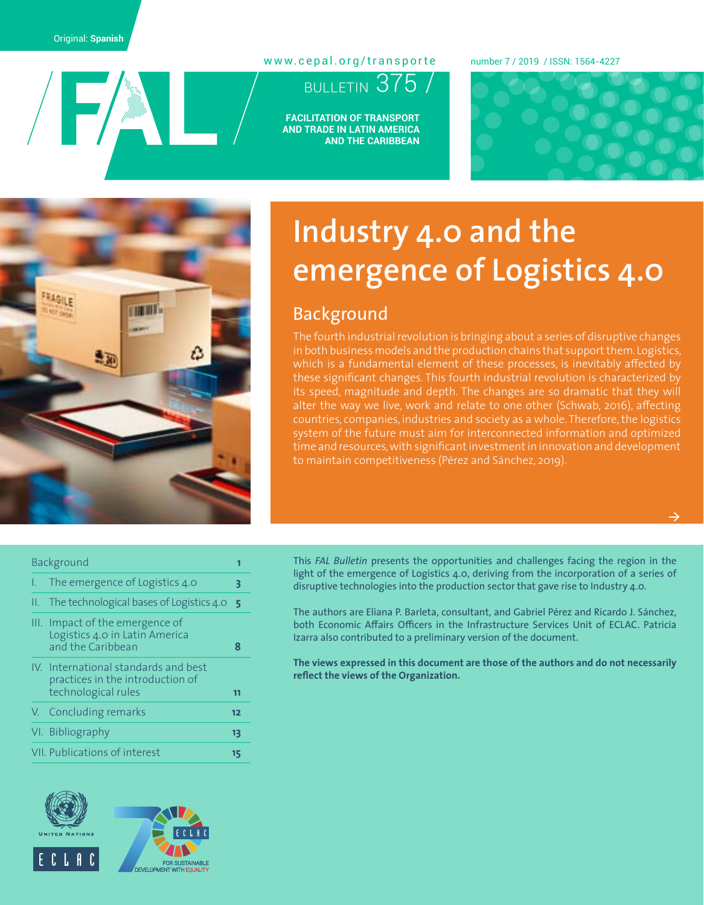Original: **Spanish**

www.cepal.org/transporte

number 7 / 2019 / ISSN: 1564-4227

# FAL

BULLETIN 375

**FACILITATION OF TRANSPORT AND TRADE IN LATIN AMERICA AND THE CARIBBEAN**

# Industry 4.0 and the emergence of Logistics 4.0

## Background

The fourth industrial revolution is bringing about a series of disruptive changes in both business models and the production chains that support them. Logistics, which is a fundamental element of these processes, is inevitably affected by these significant changes. This fourth industrial revolution is characterized by its speed, magnitude and depth. The changes are so dramatic that they will alter the way we live, work and relate to one other (Schwab, 2016), affecting countries, companies, industries and society as a whole. Therefore, the logistics system of the future must aim for interconnected information and optimized time and resources, with significant investment in innovation and development to maintain competitiveness (Pérez and Sánchez, 2019).

| | |
|---|---|
| Background | 1 |
| I. The emergence of Logistics 4.0 | 3 |
| II. The technological bases of Logistics 4.0 | 5 |
| III. Impact of the emergence of Logistics 4.0 in Latin America and the Caribbean | 8 |
| IV. International standards and best practices in the introduction of technological rules | 11 |
| V. Concluding remarks | 12 |
| VI. Bibliography | 13 |
| VII. Publications of interest | 15 |

This *FAL Bulletin* presents the opportunities and challenges facing the region in the light of the emergence of Logistics 4.0, deriving from the incorporation of a series of disruptive technologies into the production sector that gave rise to Industry 4.0.

The authors are Eliana P. Barleta, consultant, and Gabriel Pérez and Ricardo J. Sánchez, both Economic Affairs Officers in the Infrastructure Services Unit of ECLAC. Patricia Izarra also contributed to a preliminary version of the document.

**The views expressed in this document are those of the authors and do not necessarily reflect the views of the Organization.**

UNITED NATIONS

ECLAC

FOR SUSTAINABLE DEVELOPMENT WITH EQUALITY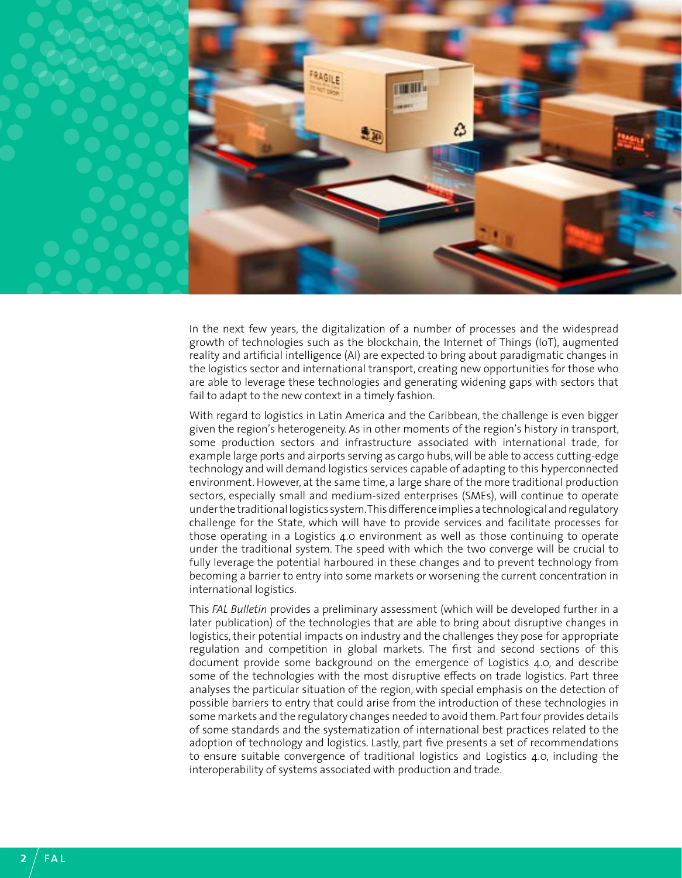In the next few years, the digitalization of a number of processes and the widespread growth of technologies such as the blockchain, the Internet of Things (IoT), augmented reality and artificial intelligence (AI) are expected to bring about paradigmatic changes in the logistics sector and international transport, creating new opportunities for those who are able to leverage these technologies and generating widening gaps with sectors that fail to adapt to the new context in a timely fashion.

With regard to logistics in Latin America and the Caribbean, the challenge is even bigger given the region's heterogeneity. As in other moments of the region's history in transport, some production sectors and infrastructure associated with international trade, for example large ports and airports serving as cargo hubs, will be able to access cutting-edge technology and will demand logistics services capable of adapting to this hyperconnected environment. However, at the same time, a large share of the more traditional production sectors, especially small and medium-sized enterprises (SMEs), will continue to operate under the traditional logistics system. This difference implies a technological and regulatory challenge for the State, which will have to provide services and facilitate processes for those operating in a Logistics 4.0 environment as well as those continuing to operate under the traditional system. The speed with which the two converge will be crucial to fully leverage the potential harboured in these changes and to prevent technology from becoming a barrier to entry into some markets or worsening the current concentration in international logistics.

This *FAL Bulletin* provides a preliminary assessment (which will be developed further in a later publication) of the technologies that are able to bring about disruptive changes in logistics, their potential impacts on industry and the challenges they pose for appropriate regulation and competition in global markets. The first and second sections of this document provide some background on the emergence of Logistics 4.0, and describe some of the technologies with the most disruptive effects on trade logistics. Part three analyses the particular situation of the region, with special emphasis on the detection of possible barriers to entry that could arise from the introduction of these technologies in some markets and the regulatory changes needed to avoid them. Part four provides details of some standards and the systematization of international best practices related to the adoption of technology and logistics. Lastly, part five presents a set of recommendations to ensure suitable convergence of traditional logistics and Logistics 4.0, including the interoperability of systems associated with production and trade.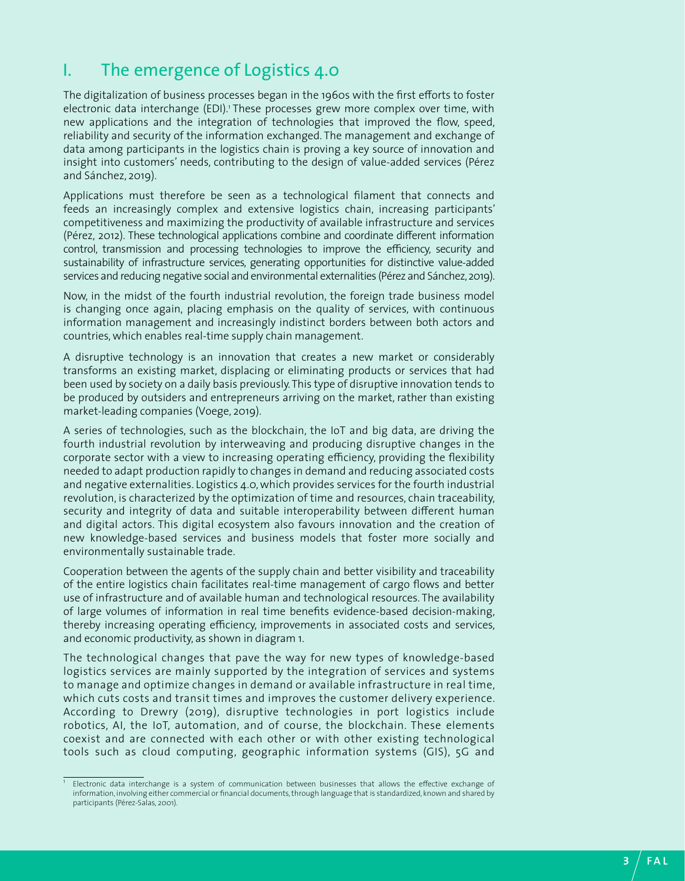## I. The emergence of Logistics 4.0

The digitalization of business processes began in the 1960s with the first efforts to foster electronic data interchange (EDI).[1] These processes grew more complex over time, with new applications and the integration of technologies that improved the flow, speed, reliability and security of the information exchanged. The management and exchange of data among participants in the logistics chain is proving a key source of innovation and insight into customers' needs, contributing to the design of value-added services (Pérez and Sánchez, 2019).

Applications must therefore be seen as a technological filament that connects and feeds an increasingly complex and extensive logistics chain, increasing participants' competitiveness and maximizing the productivity of available infrastructure and services (Pérez, 2012). These technological applications combine and coordinate different information control, transmission and processing technologies to improve the efficiency, security and sustainability of infrastructure services, generating opportunities for distinctive value-added services and reducing negative social and environmental externalities (Pérez and Sánchez, 2019).

Now, in the midst of the fourth industrial revolution, the foreign trade business model is changing once again, placing emphasis on the quality of services, with continuous information management and increasingly indistinct borders between both actors and countries, which enables real-time supply chain management.

A disruptive technology is an innovation that creates a new market or considerably transforms an existing market, displacing or eliminating products or services that had been used by society on a daily basis previously. This type of disruptive innovation tends to be produced by outsiders and entrepreneurs arriving on the market, rather than existing market-leading companies (Voege, 2019).

A series of technologies, such as the blockchain, the IoT and big data, are driving the fourth industrial revolution by interweaving and producing disruptive changes in the corporate sector with a view to increasing operating efficiency, providing the flexibility needed to adapt production rapidly to changes in demand and reducing associated costs and negative externalities. Logistics 4.0, which provides services for the fourth industrial revolution, is characterized by the optimization of time and resources, chain traceability, security and integrity of data and suitable interoperability between different human and digital actors. This digital ecosystem also favours innovation and the creation of new knowledge-based services and business models that foster more socially and environmentally sustainable trade.

Cooperation between the agents of the supply chain and better visibility and traceability of the entire logistics chain facilitates real-time management of cargo flows and better use of infrastructure and of available human and technological resources. The availability of large volumes of information in real time benefits evidence-based decision-making, thereby increasing operating efficiency, improvements in associated costs and services, and economic productivity, as shown in diagram 1.

The technological changes that pave the way for new types of knowledge-based logistics services are mainly supported by the integration of services and systems to manage and optimize changes in demand or available infrastructure in real time, which cuts costs and transit times and improves the customer delivery experience. According to Drewry (2019), disruptive technologies in port logistics include robotics, AI, the IoT, automation, and of course, the blockchain. These elements coexist and are connected with each other or with other existing technological tools such as cloud computing, geographic information systems (GIS), 5G and

[1] Electronic data interchange is a system of communication between businesses that allows the effective exchange of information, involving either commercial or financial documents, through language that is standardized, known and shared by participants (Pérez-Salas, 2001).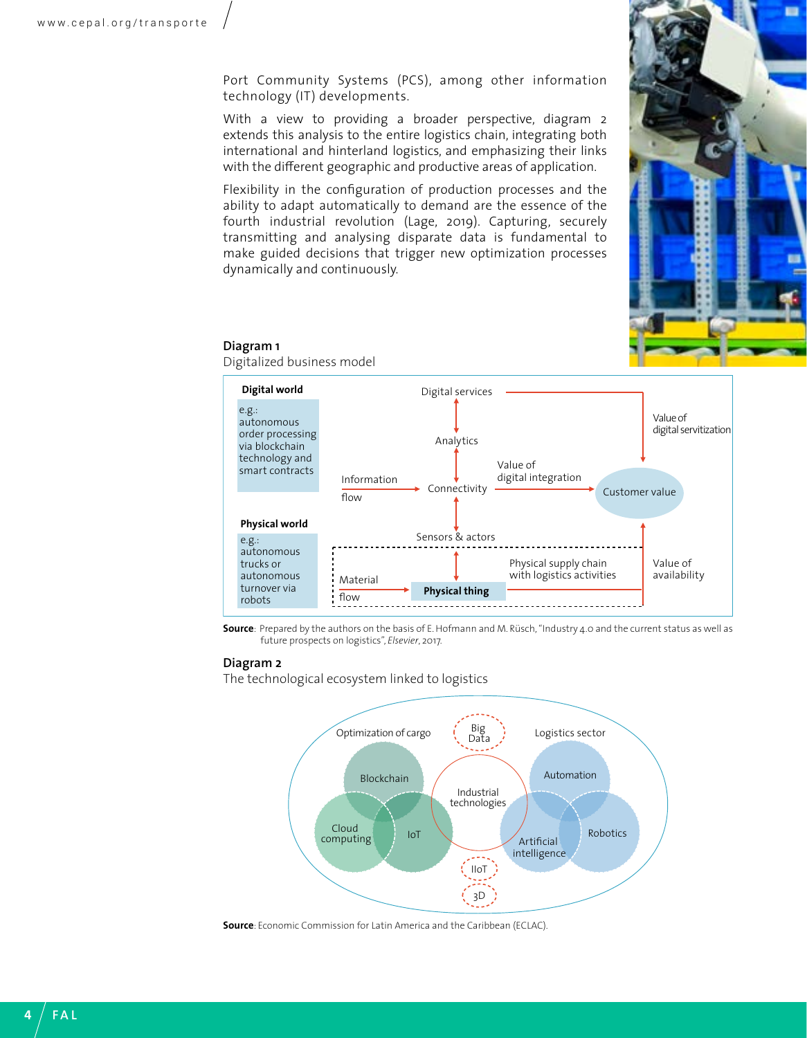Port Community Systems (PCS), among other information technology (IT) developments.

With a view to providing a broader perspective, diagram 2 extends this analysis to the entire logistics chain, integrating both international and hinterland logistics, and emphasizing their links with the different geographic and productive areas of application.

Flexibility in the configuration of production processes and the ability to adapt automatically to demand are the essence of the fourth industrial revolution (Lage, 2019). Capturing, securely transmitting and analysing disparate data is fundamental to make guided decisions that trigger new optimization processes dynamically and continuously.

**Diagram 1**

Digitalized business model

Digital world

e.g.: autonomous order processing via blockchain technology and smart contracts

Physical world

e.g.: autonomous trucks or autonomous turnover via robots

Digital services

Analytics

Information flow

Connectivity

Value of digital integration

Value of digital servitization

Customer value

Sensors & actors

Material flow

Physical thing

Physical supply chain with logistics activities

Value of availability

**Source**: Prepared by the authors on the basis of E. Hofmann and M. Rüsch, "Industry 4.0 and the current status as well as future prospects on logistics", *Elsevier*, 2017.

**Diagram 2**

The technological ecosystem linked to logistics

Optimization of cargo

Big Data

Logistics sector

Blockchain

Industrial technologies

Automation

Cloud computing

IoT

Artificial intelligence

Robotics

IIoT

3D

**Source**: Economic Commission for Latin America and the Caribbean (ECLAC).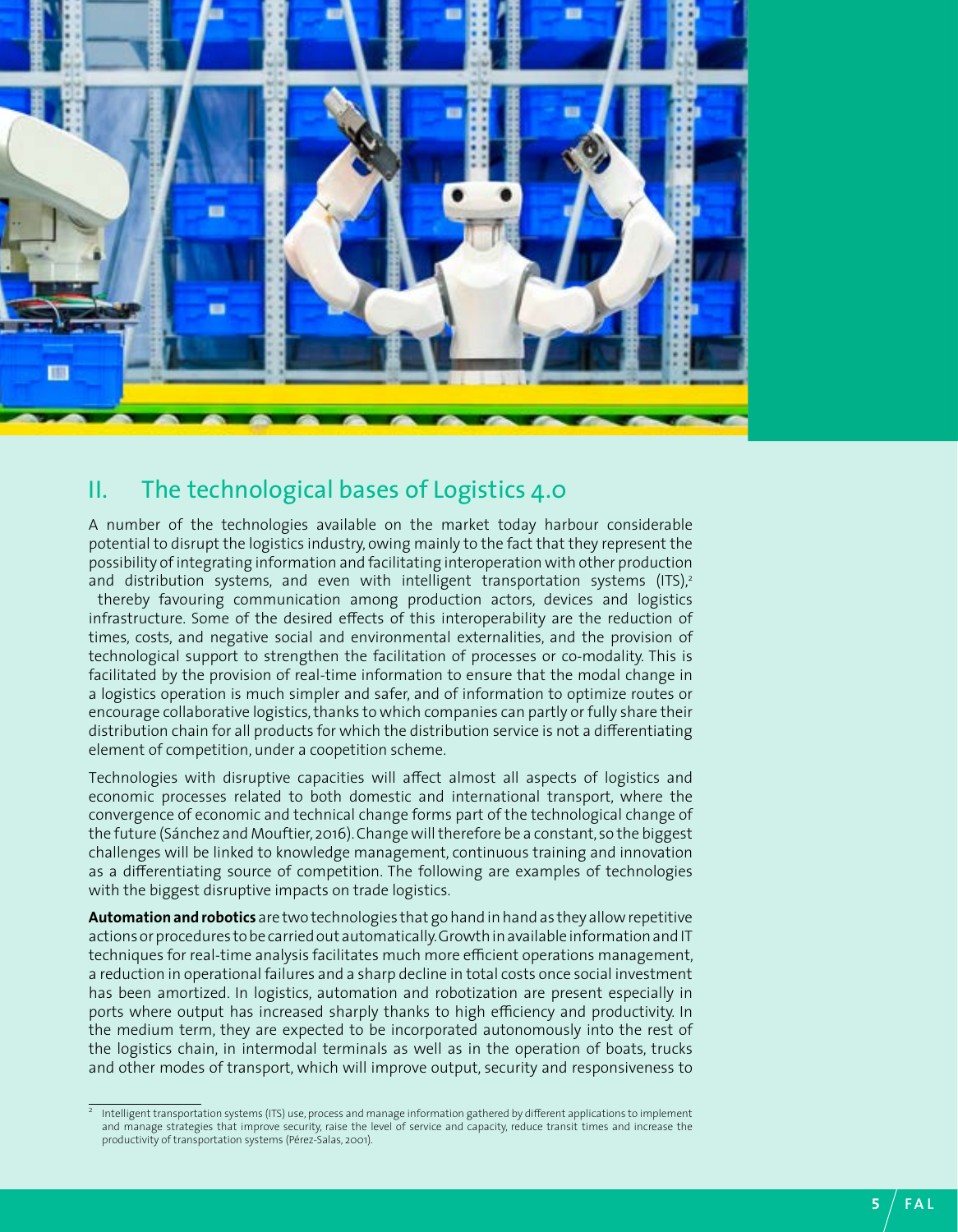## II. The technological bases of Logistics 4.0

A number of the technologies available on the market today harbour considerable potential to disrupt the logistics industry, owing mainly to the fact that they represent the possibility of integrating information and facilitating interoperation with other production and distribution systems, and even with intelligent transportation systems (ITS),[2] thereby favouring communication among production actors, devices and logistics infrastructure. Some of the desired effects of this interoperability are the reduction of times, costs, and negative social and environmental externalities, and the provision of technological support to strengthen the facilitation of processes or co-modality. This is facilitated by the provision of real-time information to ensure that the modal change in a logistics operation is much simpler and safer, and of information to optimize routes or encourage collaborative logistics, thanks to which companies can partly or fully share their distribution chain for all products for which the distribution service is not a differentiating element of competition, under a coopetition scheme.

Technologies with disruptive capacities will affect almost all aspects of logistics and economic processes related to both domestic and international transport, where the convergence of economic and technical change forms part of the technological change of the future (Sánchez and Mouftier, 2016). Change will therefore be a constant, so the biggest challenges will be linked to knowledge management, continuous training and innovation as a differentiating source of competition. The following are examples of technologies with the biggest disruptive impacts on trade logistics.

**Automation and robotics** are two technologies that go hand in hand as they allow repetitive actions or procedures to be carried out automatically. Growth in available information and IT techniques for real-time analysis facilitates much more efficient operations management, a reduction in operational failures and a sharp decline in total costs once social investment has been amortized. In logistics, automation and robotization are present especially in ports where output has increased sharply thanks to high efficiency and productivity. In the medium term, they are expected to be incorporated autonomously into the rest of the logistics chain, in intermodal terminals as well as in the operation of boats, trucks and other modes of transport, which will improve output, security and responsiveness to

---

[2] Intelligent transportation systems (ITS) use, process and manage information gathered by different applications to implement and manage strategies that improve security, raise the level of service and capacity, reduce transit times and increase the productivity of transportation systems (Pérez-Salas, 2001).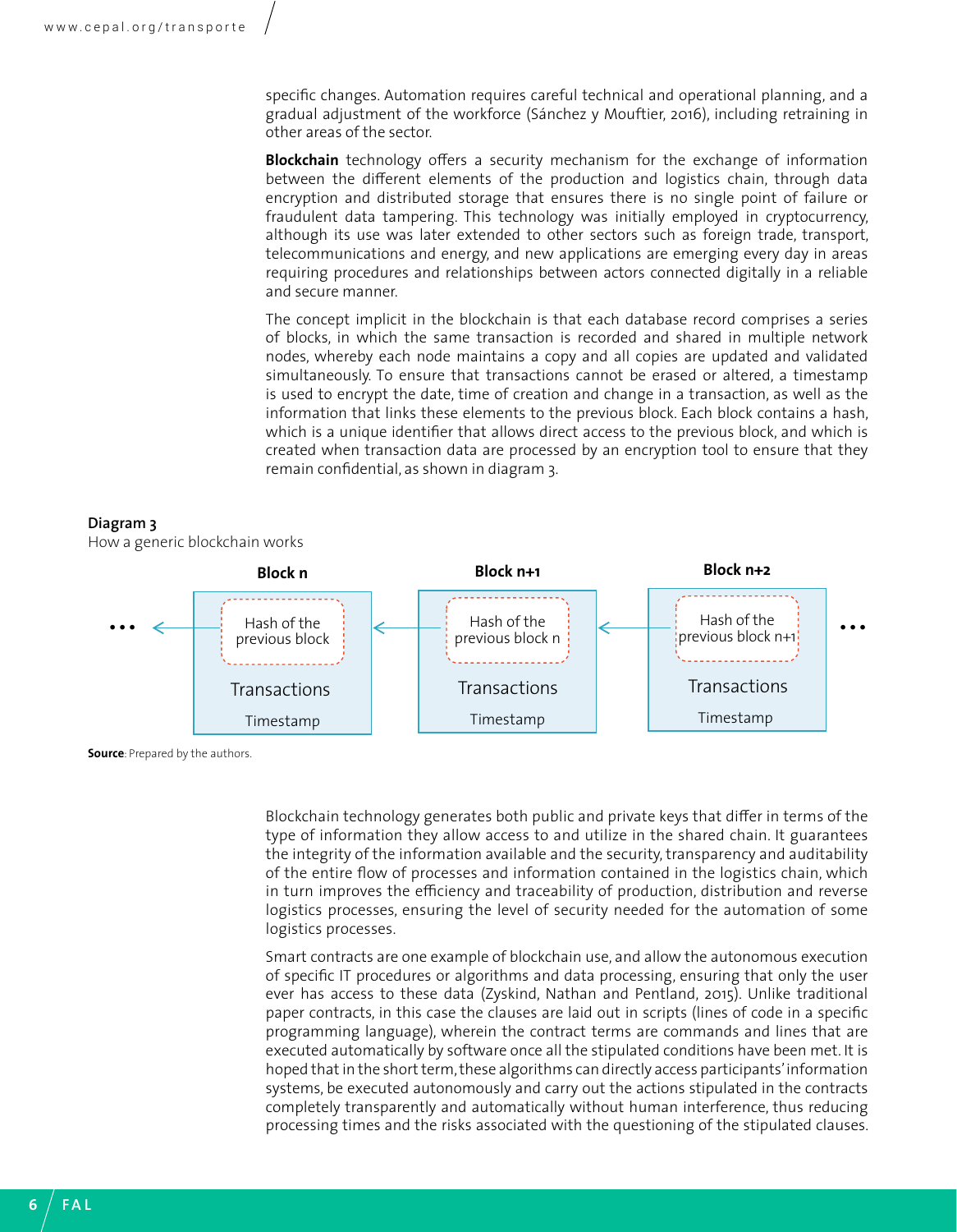specific changes. Automation requires careful technical and operational planning, and a gradual adjustment of the workforce (Sánchez y Mouftier, 2016), including retraining in other areas of the sector.

**Blockchain** technology offers a security mechanism for the exchange of information between the different elements of the production and logistics chain, through data encryption and distributed storage that ensures there is no single point of failure or fraudulent data tampering. This technology was initially employed in cryptocurrency, although its use was later extended to other sectors such as foreign trade, transport, telecommunications and energy, and new applications are emerging every day in areas requiring procedures and relationships between actors connected digitally in a reliable and secure manner.

The concept implicit in the blockchain is that each database record comprises a series of blocks, in which the same transaction is recorded and shared in multiple network nodes, whereby each node maintains a copy and all copies are updated and validated simultaneously. To ensure that transactions cannot be erased or altered, a timestamp is used to encrypt the date, time of creation and change in a transaction, as well as the information that links these elements to the previous block. Each block contains a hash, which is a unique identifier that allows direct access to the previous block, and which is created when transaction data are processed by an encryption tool to ensure that they remain confidential, as shown in diagram 3.

**Diagram 3**
How a generic blockchain works

| ... ← | Block n | ← | Block n+1 | ← | Block n+2 | ... |
|---|---|---|---|---|---|---|
| | Hash of the previous block | | Hash of the previous block n | | Hash of the previous block n+1 | |
| | Transactions | | Transactions | | Transactions | |
| | Timestamp | | Timestamp | | Timestamp | |

**Source**: Prepared by the authors.

Blockchain technology generates both public and private keys that differ in terms of the type of information they allow access to and utilize in the shared chain. It guarantees the integrity of the information available and the security, transparency and auditability of the entire flow of processes and information contained in the logistics chain, which in turn improves the efficiency and traceability of production, distribution and reverse logistics processes, ensuring the level of security needed for the automation of some logistics processes.

Smart contracts are one example of blockchain use, and allow the autonomous execution of specific IT procedures or algorithms and data processing, ensuring that only the user ever has access to these data (Zyskind, Nathan and Pentland, 2015). Unlike traditional paper contracts, in this case the clauses are laid out in scripts (lines of code in a specific programming language), wherein the contract terms are commands and lines that are executed automatically by software once all the stipulated conditions have been met. It is hoped that in the short term, these algorithms can directly access participants' information systems, be executed autonomously and carry out the actions stipulated in the contracts completely transparently and automatically without human interference, thus reducing processing times and the risks associated with the questioning of the stipulated clauses.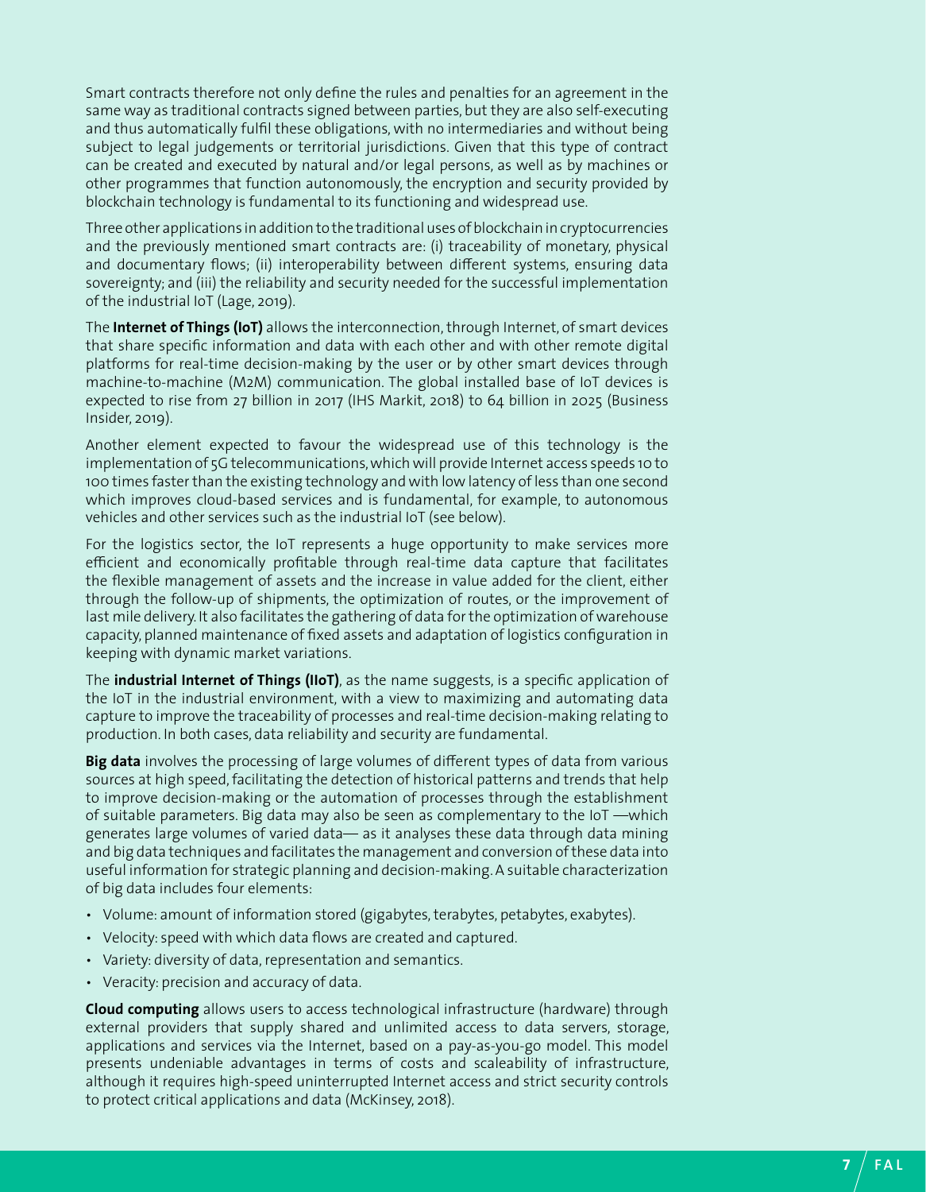Smart contracts therefore not only define the rules and penalties for an agreement in the same way as traditional contracts signed between parties, but they are also self-executing and thus automatically fulfil these obligations, with no intermediaries and without being subject to legal judgements or territorial jurisdictions. Given that this type of contract can be created and executed by natural and/or legal persons, as well as by machines or other programmes that function autonomously, the encryption and security provided by blockchain technology is fundamental to its functioning and widespread use.

Three other applications in addition to the traditional uses of blockchain in cryptocurrencies and the previously mentioned smart contracts are: (i) traceability of monetary, physical and documentary flows; (ii) interoperability between different systems, ensuring data sovereignty; and (iii) the reliability and security needed for the successful implementation of the industrial IoT (Lage, 2019).

The **Internet of Things (IoT)** allows the interconnection, through Internet, of smart devices that share specific information and data with each other and with other remote digital platforms for real-time decision-making by the user or by other smart devices through machine-to-machine (M2M) communication. The global installed base of IoT devices is expected to rise from 27 billion in 2017 (IHS Markit, 2018) to 64 billion in 2025 (Business Insider, 2019).

Another element expected to favour the widespread use of this technology is the implementation of 5G telecommunications, which will provide Internet access speeds 10 to 100 times faster than the existing technology and with low latency of less than one second which improves cloud-based services and is fundamental, for example, to autonomous vehicles and other services such as the industrial IoT (see below).

For the logistics sector, the IoT represents a huge opportunity to make services more efficient and economically profitable through real-time data capture that facilitates the flexible management of assets and the increase in value added for the client, either through the follow-up of shipments, the optimization of routes, or the improvement of last mile delivery. It also facilitates the gathering of data for the optimization of warehouse capacity, planned maintenance of fixed assets and adaptation of logistics configuration in keeping with dynamic market variations.

The **industrial Internet of Things (IIoT)**, as the name suggests, is a specific application of the IoT in the industrial environment, with a view to maximizing and automating data capture to improve the traceability of processes and real-time decision-making relating to production. In both cases, data reliability and security are fundamental.

**Big data** involves the processing of large volumes of different types of data from various sources at high speed, facilitating the detection of historical patterns and trends that help to improve decision-making or the automation of processes through the establishment of suitable parameters. Big data may also be seen as complementary to the IoT —which generates large volumes of varied data— as it analyses these data through data mining and big data techniques and facilitates the management and conversion of these data into useful information for strategic planning and decision-making. A suitable characterization of big data includes four elements:

- Volume: amount of information stored (gigabytes, terabytes, petabytes, exabytes).
- Velocity: speed with which data flows are created and captured.
- Variety: diversity of data, representation and semantics.
- Veracity: precision and accuracy of data.

**Cloud computing** allows users to access technological infrastructure (hardware) through external providers that supply shared and unlimited access to data servers, storage, applications and services via the Internet, based on a pay-as-you-go model. This model presents undeniable advantages in terms of costs and scaleability of infrastructure, although it requires high-speed uninterrupted Internet access and strict security controls to protect critical applications and data (McKinsey, 2018).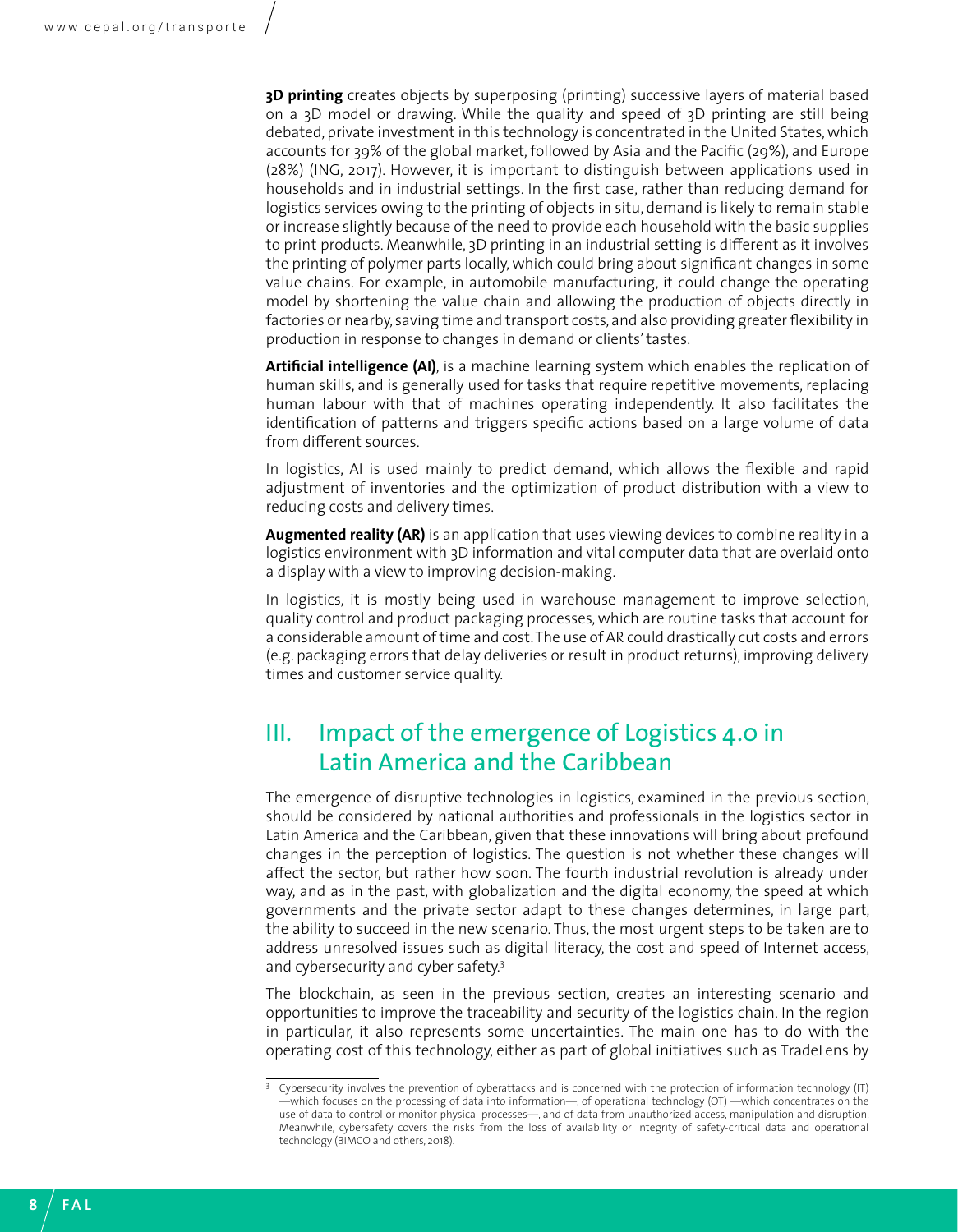**3D printing** creates objects by superposing (printing) successive layers of material based on a 3D model or drawing. While the quality and speed of 3D printing are still being debated, private investment in this technology is concentrated in the United States, which accounts for 39% of the global market, followed by Asia and the Pacific (29%), and Europe (28%) (ING, 2017). However, it is important to distinguish between applications used in households and in industrial settings. In the first case, rather than reducing demand for logistics services owing to the printing of objects in situ, demand is likely to remain stable or increase slightly because of the need to provide each household with the basic supplies to print products. Meanwhile, 3D printing in an industrial setting is different as it involves the printing of polymer parts locally, which could bring about significant changes in some value chains. For example, in automobile manufacturing, it could change the operating model by shortening the value chain and allowing the production of objects directly in factories or nearby, saving time and transport costs, and also providing greater flexibility in production in response to changes in demand or clients' tastes.

**Artificial intelligence (AI)**, is a machine learning system which enables the replication of human skills, and is generally used for tasks that require repetitive movements, replacing human labour with that of machines operating independently. It also facilitates the identification of patterns and triggers specific actions based on a large volume of data from different sources.

In logistics, AI is used mainly to predict demand, which allows the flexible and rapid adjustment of inventories and the optimization of product distribution with a view to reducing costs and delivery times.

**Augmented reality (AR)** is an application that uses viewing devices to combine reality in a logistics environment with 3D information and vital computer data that are overlaid onto a display with a view to improving decision-making.

In logistics, it is mostly being used in warehouse management to improve selection, quality control and product packaging processes, which are routine tasks that account for a considerable amount of time and cost. The use of AR could drastically cut costs and errors (e.g. packaging errors that delay deliveries or result in product returns), improving delivery times and customer service quality.

## III. Impact of the emergence of Logistics 4.0 in Latin America and the Caribbean

The emergence of disruptive technologies in logistics, examined in the previous section, should be considered by national authorities and professionals in the logistics sector in Latin America and the Caribbean, given that these innovations will bring about profound changes in the perception of logistics. The question is not whether these changes will affect the sector, but rather how soon. The fourth industrial revolution is already under way, and as in the past, with globalization and the digital economy, the speed at which governments and the private sector adapt to these changes determines, in large part, the ability to succeed in the new scenario. Thus, the most urgent steps to be taken are to address unresolved issues such as digital literacy, the cost and speed of Internet access, and cybersecurity and cyber safety.[3]

The blockchain, as seen in the previous section, creates an interesting scenario and opportunities to improve the traceability and security of the logistics chain. In the region in particular, it also represents some uncertainties. The main one has to do with the operating cost of this technology, either as part of global initiatives such as TradeLens by

[3] Cybersecurity involves the prevention of cyberattacks and is concerned with the protection of information technology (IT) —which focuses on the processing of data into information—, of operational technology (OT) —which concentrates on the use of data to control or monitor physical processes—, and of data from unauthorized access, manipulation and disruption. Meanwhile, cybersafety covers the risks from the loss of availability or integrity of safety-critical data and operational technology (BIMCO and others, 2018).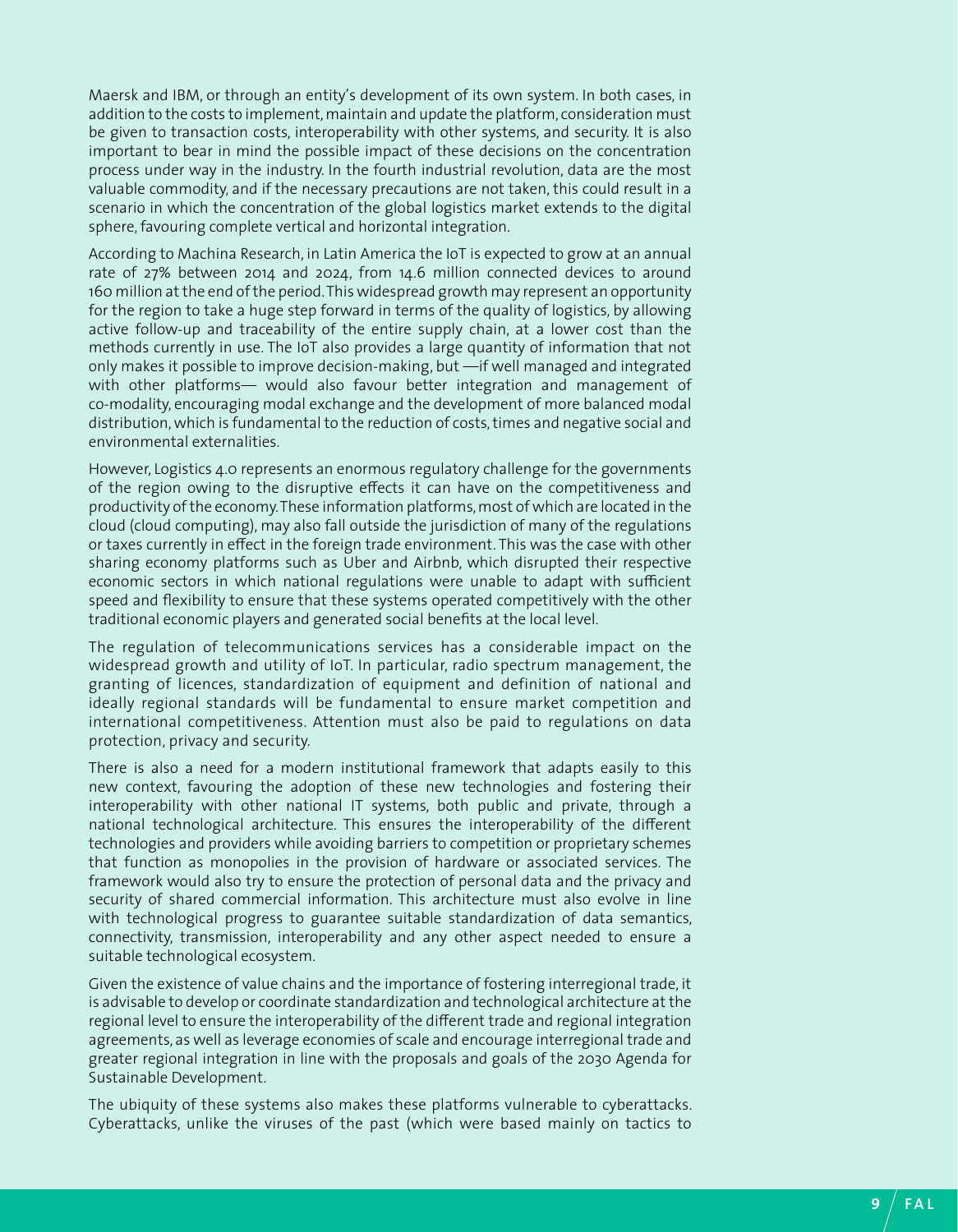Maersk and IBM, or through an entity's development of its own system. In both cases, in addition to the costs to implement, maintain and update the platform, consideration must be given to transaction costs, interoperability with other systems, and security. It is also important to bear in mind the possible impact of these decisions on the concentration process under way in the industry. In the fourth industrial revolution, data are the most valuable commodity, and if the necessary precautions are not taken, this could result in a scenario in which the concentration of the global logistics market extends to the digital sphere, favouring complete vertical and horizontal integration.

According to Machina Research, in Latin America the IoT is expected to grow at an annual rate of 27% between 2014 and 2024, from 14.6 million connected devices to around 160 million at the end of the period. This widespread growth may represent an opportunity for the region to take a huge step forward in terms of the quality of logistics, by allowing active follow-up and traceability of the entire supply chain, at a lower cost than the methods currently in use. The IoT also provides a large quantity of information that not only makes it possible to improve decision-making, but —if well managed and integrated with other platforms— would also favour better integration and management of co-modality, encouraging modal exchange and the development of more balanced modal distribution, which is fundamental to the reduction of costs, times and negative social and environmental externalities.

However, Logistics 4.0 represents an enormous regulatory challenge for the governments of the region owing to the disruptive effects it can have on the competitiveness and productivity of the economy. These information platforms, most of which are located in the cloud (cloud computing), may also fall outside the jurisdiction of many of the regulations or taxes currently in effect in the foreign trade environment. This was the case with other sharing economy platforms such as Uber and Airbnb, which disrupted their respective economic sectors in which national regulations were unable to adapt with sufficient speed and flexibility to ensure that these systems operated competitively with the other traditional economic players and generated social benefits at the local level.

The regulation of telecommunications services has a considerable impact on the widespread growth and utility of IoT. In particular, radio spectrum management, the granting of licences, standardization of equipment and definition of national and ideally regional standards will be fundamental to ensure market competition and international competitiveness. Attention must also be paid to regulations on data protection, privacy and security.

There is also a need for a modern institutional framework that adapts easily to this new context, favouring the adoption of these new technologies and fostering their interoperability with other national IT systems, both public and private, through a national technological architecture. This ensures the interoperability of the different technologies and providers while avoiding barriers to competition or proprietary schemes that function as monopolies in the provision of hardware or associated services. The framework would also try to ensure the protection of personal data and the privacy and security of shared commercial information. This architecture must also evolve in line with technological progress to guarantee suitable standardization of data semantics, connectivity, transmission, interoperability and any other aspect needed to ensure a suitable technological ecosystem.

Given the existence of value chains and the importance of fostering interregional trade, it is advisable to develop or coordinate standardization and technological architecture at the regional level to ensure the interoperability of the different trade and regional integration agreements, as well as leverage economies of scale and encourage interregional trade and greater regional integration in line with the proposals and goals of the 2030 Agenda for Sustainable Development.

The ubiquity of these systems also makes these platforms vulnerable to cyberattacks. Cyberattacks, unlike the viruses of the past (which were based mainly on tactics to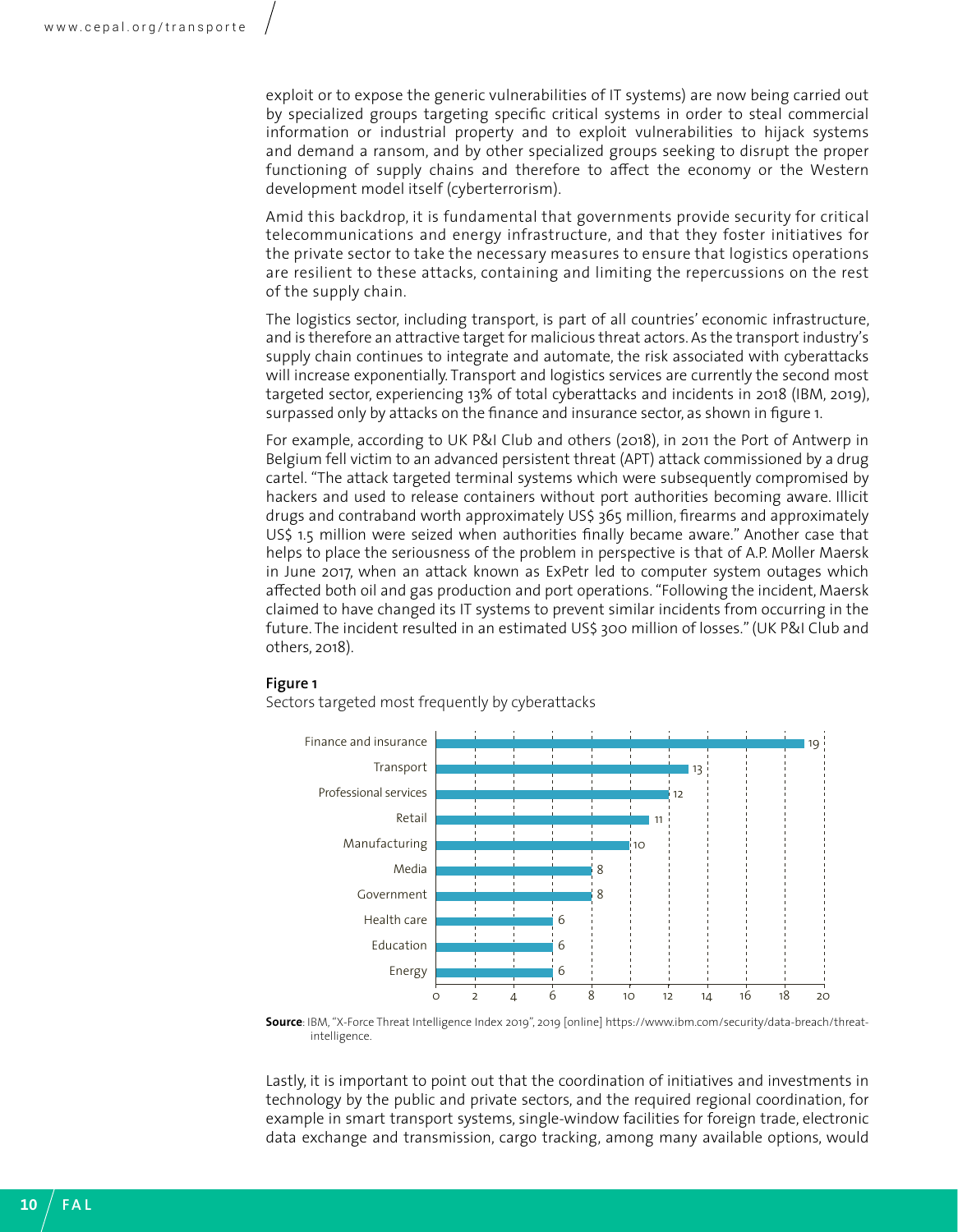exploit or to expose the generic vulnerabilities of IT systems) are now being carried out by specialized groups targeting specific critical systems in order to steal commercial information or industrial property and to exploit vulnerabilities to hijack systems and demand a ransom, and by other specialized groups seeking to disrupt the proper functioning of supply chains and therefore to affect the economy or the Western development model itself (cyberterrorism).

Amid this backdrop, it is fundamental that governments provide security for critical telecommunications and energy infrastructure, and that they foster initiatives for the private sector to take the necessary measures to ensure that logistics operations are resilient to these attacks, containing and limiting the repercussions on the rest of the supply chain.

The logistics sector, including transport, is part of all countries' economic infrastructure, and is therefore an attractive target for malicious threat actors. As the transport industry's supply chain continues to integrate and automate, the risk associated with cyberattacks will increase exponentially. Transport and logistics services are currently the second most targeted sector, experiencing 13% of total cyberattacks and incidents in 2018 (IBM, 2019), surpassed only by attacks on the finance and insurance sector, as shown in figure 1.

For example, according to UK P&I Club and others (2018), in 2011 the Port of Antwerp in Belgium fell victim to an advanced persistent threat (APT) attack commissioned by a drug cartel. "The attack targeted terminal systems which were subsequently compromised by hackers and used to release containers without port authorities becoming aware. Illicit drugs and contraband worth approximately US$ 365 million, firearms and approximately US$ 1.5 million were seized when authorities finally became aware." Another case that helps to place the seriousness of the problem in perspective is that of A.P. Moller Maersk in June 2017, when an attack known as ExPetr led to computer system outages which affected both oil and gas production and port operations. "Following the incident, Maersk claimed to have changed its IT systems to prevent similar incidents from occurring in the future. The incident resulted in an estimated US$ 300 million of losses." (UK P&I Club and others, 2018).

**Figure 1**

Sectors targeted most frequently by cyberattacks

| Sector | Value |
|---|---|
| Finance and insurance | 19 |
| Transport | 13 |
| Professional services | 12 |
| Retail | 11 |
| Manufacturing | 10 |
| Media | 8 |
| Government | 8 |
| Health care | 6 |
| Education | 6 |
| Energy | 6 |

**Source**: IBM, "X-Force Threat Intelligence Index 2019", 2019 [online] https://www.ibm.com/security/data-breach/threat-intelligence.

Lastly, it is important to point out that the coordination of initiatives and investments in technology by the public and private sectors, and the required regional coordination, for example in smart transport systems, single-window facilities for foreign trade, electronic data exchange and transmission, cargo tracking, among many available options, would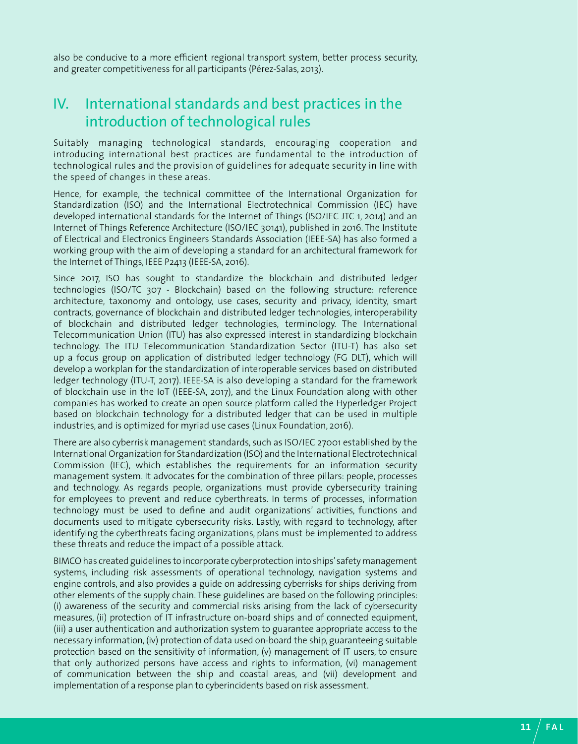also be conducive to a more efficient regional transport system, better process security, and greater competitiveness for all participants (Pérez-Salas, 2013).

## IV. International standards and best practices in the introduction of technological rules

Suitably managing technological standards, encouraging cooperation and introducing international best practices are fundamental to the introduction of technological rules and the provision of guidelines for adequate security in line with the speed of changes in these areas.

Hence, for example, the technical committee of the International Organization for Standardization (ISO) and the International Electrotechnical Commission (IEC) have developed international standards for the Internet of Things (ISO/IEC JTC 1, 2014) and an Internet of Things Reference Architecture (ISO/IEC 30141), published in 2016. The Institute of Electrical and Electronics Engineers Standards Association (IEEE-SA) has also formed a working group with the aim of developing a standard for an architectural framework for the Internet of Things, IEEE P2413 (IEEE-SA, 2016).

Since 2017, ISO has sought to standardize the blockchain and distributed ledger technologies (ISO/TC 307 - Blockchain) based on the following structure: reference architecture, taxonomy and ontology, use cases, security and privacy, identity, smart contracts, governance of blockchain and distributed ledger technologies, interoperability of blockchain and distributed ledger technologies, terminology. The International Telecommunication Union (ITU) has also expressed interest in standardizing blockchain technology. The ITU Telecommunication Standardization Sector (ITU-T) has also set up a focus group on application of distributed ledger technology (FG DLT), which will develop a workplan for the standardization of interoperable services based on distributed ledger technology (ITU-T, 2017). IEEE-SA is also developing a standard for the framework of blockchain use in the IoT (IEEE-SA, 2017), and the Linux Foundation along with other companies has worked to create an open source platform called the Hyperledger Project based on blockchain technology for a distributed ledger that can be used in multiple industries, and is optimized for myriad use cases (Linux Foundation, 2016).

There are also cyberrisk management standards, such as ISO/IEC 27001 established by the International Organization for Standardization (ISO) and the International Electrotechnical Commission (IEC), which establishes the requirements for an information security management system. It advocates for the combination of three pillars: people, processes and technology. As regards people, organizations must provide cybersecurity training for employees to prevent and reduce cyberthreats. In terms of processes, information technology must be used to define and audit organizations' activities, functions and documents used to mitigate cybersecurity risks. Lastly, with regard to technology, after identifying the cyberthreats facing organizations, plans must be implemented to address these threats and reduce the impact of a possible attack.

BIMCO has created guidelines to incorporate cyberprotection into ships' safety management systems, including risk assessments of operational technology, navigation systems and engine controls, and also provides a guide on addressing cyberrisks for ships deriving from other elements of the supply chain. These guidelines are based on the following principles: (i) awareness of the security and commercial risks arising from the lack of cybersecurity measures, (ii) protection of IT infrastructure on-board ships and of connected equipment, (iii) a user authentication and authorization system to guarantee appropriate access to the necessary information, (iv) protection of data used on-board the ship, guaranteeing suitable protection based on the sensitivity of information, (v) management of IT users, to ensure that only authorized persons have access and rights to information, (vi) management of communication between the ship and coastal areas, and (vii) development and implementation of a response plan to cyberincidents based on risk assessment.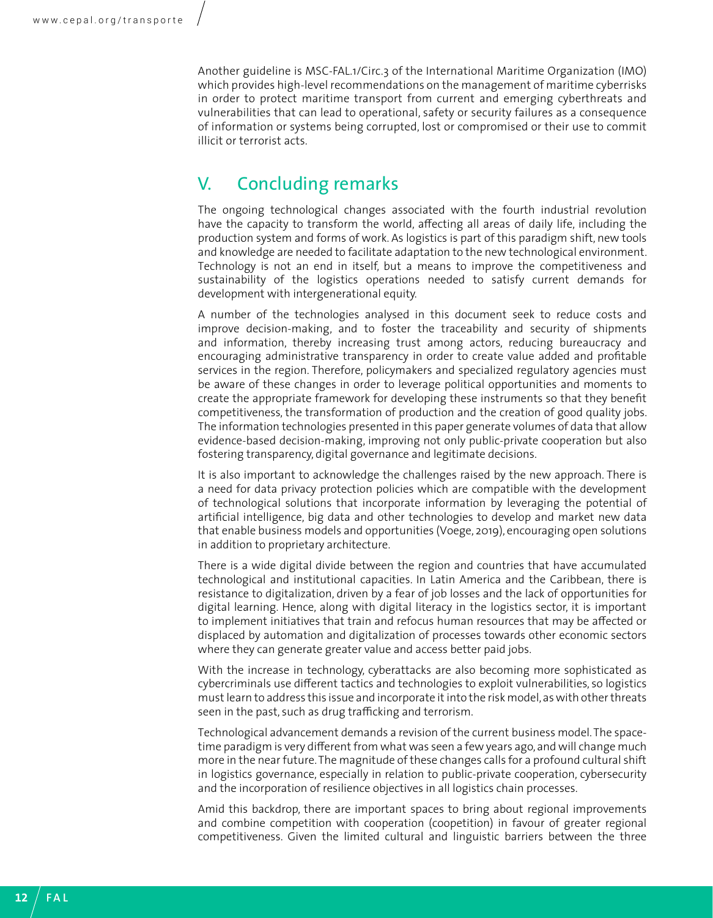Another guideline is MSC-FAL.1/Circ.3 of the International Maritime Organization (IMO) which provides high-level recommendations on the management of maritime cyberrisks in order to protect maritime transport from current and emerging cyberthreats and vulnerabilities that can lead to operational, safety or security failures as a consequence of information or systems being corrupted, lost or compromised or their use to commit illicit or terrorist acts.

## V. Concluding remarks

The ongoing technological changes associated with the fourth industrial revolution have the capacity to transform the world, affecting all areas of daily life, including the production system and forms of work. As logistics is part of this paradigm shift, new tools and knowledge are needed to facilitate adaptation to the new technological environment. Technology is not an end in itself, but a means to improve the competitiveness and sustainability of the logistics operations needed to satisfy current demands for development with intergenerational equity.

A number of the technologies analysed in this document seek to reduce costs and improve decision-making, and to foster the traceability and security of shipments and information, thereby increasing trust among actors, reducing bureaucracy and encouraging administrative transparency in order to create value added and profitable services in the region. Therefore, policymakers and specialized regulatory agencies must be aware of these changes in order to leverage political opportunities and moments to create the appropriate framework for developing these instruments so that they benefit competitiveness, the transformation of production and the creation of good quality jobs. The information technologies presented in this paper generate volumes of data that allow evidence-based decision-making, improving not only public-private cooperation but also fostering transparency, digital governance and legitimate decisions.

It is also important to acknowledge the challenges raised by the new approach. There is a need for data privacy protection policies which are compatible with the development of technological solutions that incorporate information by leveraging the potential of artificial intelligence, big data and other technologies to develop and market new data that enable business models and opportunities (Voege, 2019), encouraging open solutions in addition to proprietary architecture.

There is a wide digital divide between the region and countries that have accumulated technological and institutional capacities. In Latin America and the Caribbean, there is resistance to digitalization, driven by a fear of job losses and the lack of opportunities for digital learning. Hence, along with digital literacy in the logistics sector, it is important to implement initiatives that train and refocus human resources that may be affected or displaced by automation and digitalization of processes towards other economic sectors where they can generate greater value and access better paid jobs.

With the increase in technology, cyberattacks are also becoming more sophisticated as cybercriminals use different tactics and technologies to exploit vulnerabilities, so logistics must learn to address this issue and incorporate it into the risk model, as with other threats seen in the past, such as drug trafficking and terrorism.

Technological advancement demands a revision of the current business model. The space-time paradigm is very different from what was seen a few years ago, and will change much more in the near future. The magnitude of these changes calls for a profound cultural shift in logistics governance, especially in relation to public-private cooperation, cybersecurity and the incorporation of resilience objectives in all logistics chain processes.

Amid this backdrop, there are important spaces to bring about regional improvements and combine competition with cooperation (coopetition) in favour of greater regional competitiveness. Given the limited cultural and linguistic barriers between the three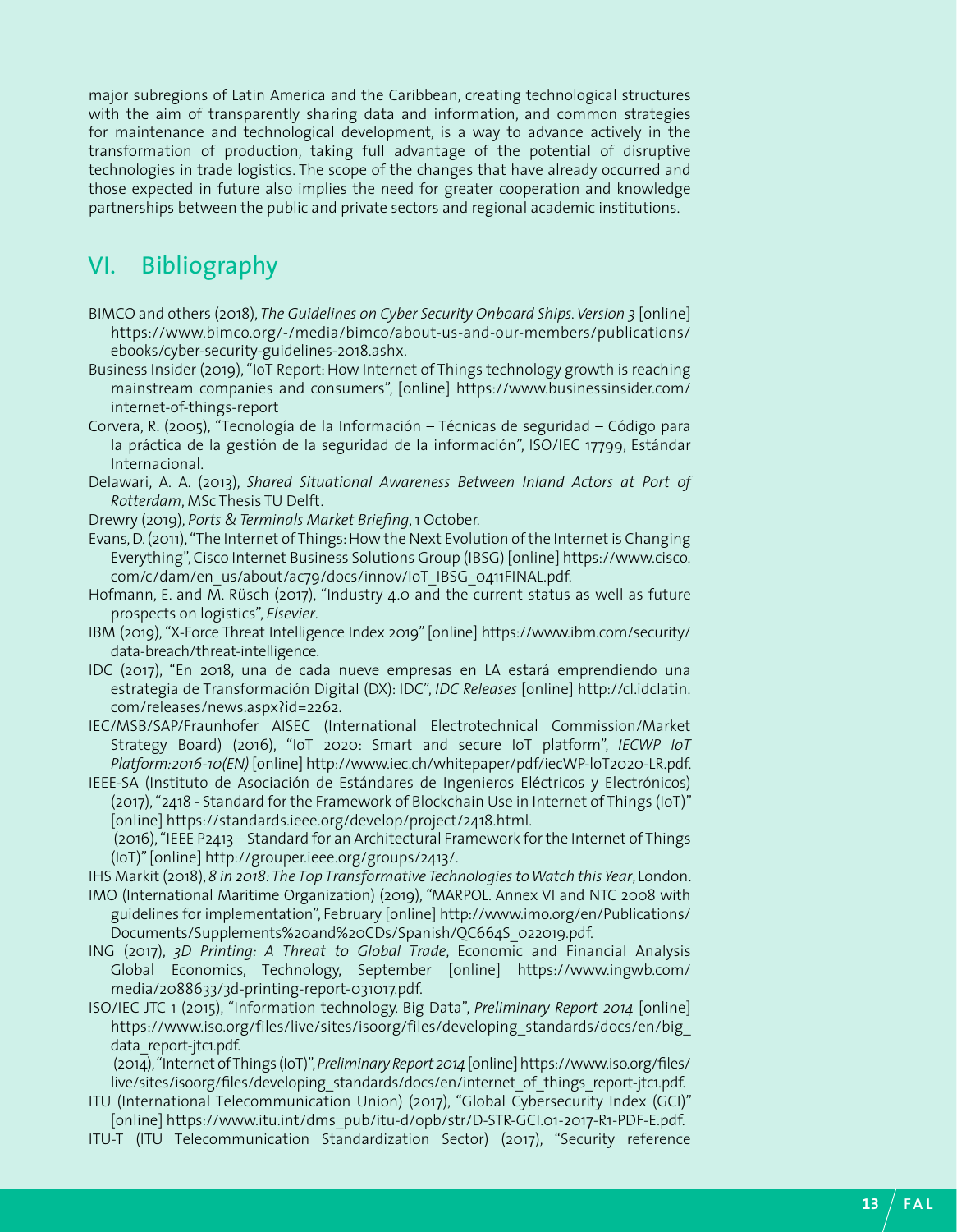major subregions of Latin America and the Caribbean, creating technological structures with the aim of transparently sharing data and information, and common strategies for maintenance and technological development, is a way to advance actively in the transformation of production, taking full advantage of the potential of disruptive technologies in trade logistics. The scope of the changes that have already occurred and those expected in future also implies the need for greater cooperation and knowledge partnerships between the public and private sectors and regional academic institutions.

## VI. Bibliography

BIMCO and others (2018), *The Guidelines on Cyber Security Onboard Ships. Version 3* [online] https://www.bimco.org/-/media/bimco/about-us-and-our-members/publications/ebooks/cyber-security-guidelines-2018.ashx.

Business Insider (2019), "IoT Report: How Internet of Things technology growth is reaching mainstream companies and consumers", [online] https://www.businessinsider.com/internet-of-things-report

Corvera, R. (2005), "Tecnología de la Información – Técnicas de seguridad – Código para la práctica de la gestión de la seguridad de la información", ISO/IEC 17799, Estándar Internacional.

Delawari, A. A. (2013), *Shared Situational Awareness Between Inland Actors at Port of Rotterdam*, MSc Thesis TU Delft.

Drewry (2019), *Ports & Terminals Market Briefing*, 1 October.

Evans, D. (2011), "The Internet of Things: How the Next Evolution of the Internet is Changing Everything", Cisco Internet Business Solutions Group (IBSG) [online] https://www.cisco.com/c/dam/en_us/about/ac79/docs/innov/IoT_IBSG_0411FINAL.pdf.

Hofmann, E. and M. Rüsch (2017), "Industry 4.0 and the current status as well as future prospects on logistics", *Elsevier*.

IBM (2019), "X-Force Threat Intelligence Index 2019" [online] https://www.ibm.com/security/data-breach/threat-intelligence.

IDC (2017), "En 2018, una de cada nueve empresas en LA estará emprendiendo una estrategia de Transformación Digital (DX): IDC", *IDC Releases* [online] http://cl.idclatin.com/releases/news.aspx?id=2262.

IEC/MSB/SAP/Fraunhofer AISEC (International Electrotechnical Commission/Market Strategy Board) (2016), "IoT 2020: Smart and secure IoT platform", *IECWP IoT Platform:2016-10(EN)* [online] http://www.iec.ch/whitepaper/pdf/iecWP-loT2020-LR.pdf.

IEEE-SA (Instituto de Asociación de Estándares de Ingenieros Eléctricos y Electrónicos) (2017), "2418 - Standard for the Framework of Blockchain Use in Internet of Things (IoT)" [online] https://standards.ieee.org/develop/project/2418.html.

(2016), "IEEE P2413 – Standard for an Architectural Framework for the Internet of Things (IoT)" [online] http://grouper.ieee.org/groups/2413/.

IHS Markit (2018), *8 in 2018: The Top Transformative Technologies to Watch this Year*, London.

IMO (International Maritime Organization) (2019), "MARPOL. Annex VI and NTC 2008 with guidelines for implementation", February [online] http://www.imo.org/en/Publications/Documents/Supplements%20and%20CDs/Spanish/QC664S_022019.pdf.

ING (2017), *3D Printing: A Threat to Global Trade*, Economic and Financial Analysis Global Economics, Technology, September [online] https://www.ingwb.com/media/2088633/3d-printing-report-031017.pdf.

ISO/IEC JTC 1 (2015), "Information technology. Big Data", *Preliminary Report 2014* [online] https://www.iso.org/files/live/sites/isoorg/files/developing_standards/docs/en/big_data_report-jtc1.pdf.

(2014), "Internet of Things (IoT)", *Preliminary Report 2014* [online] https://www.iso.org/files/live/sites/isoorg/files/developing_standards/docs/en/internet_of_things_report-jtc1.pdf.

ITU (International Telecommunication Union) (2017), "Global Cybersecurity Index (GCI)" [online] https://www.itu.int/dms_pub/itu-d/opb/str/D-STR-GCI.01-2017-R1-PDF-E.pdf.

ITU-T (ITU Telecommunication Standardization Sector) (2017), "Security reference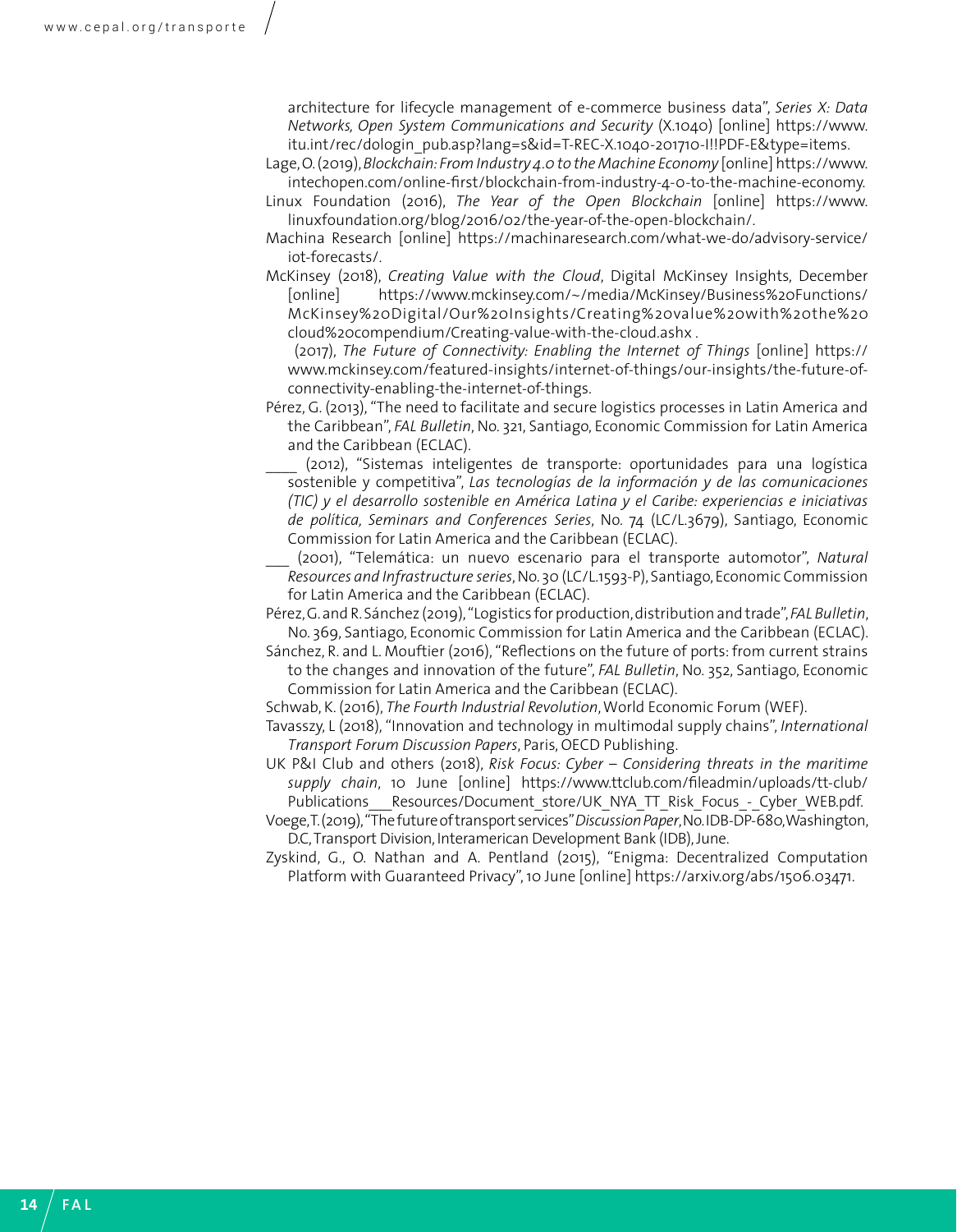architecture for lifecycle management of e-commerce business data", *Series X: Data Networks, Open System Communications and Security* (X.1040) [online] https://www.itu.int/rec/dologin_pub.asp?lang=s&id=T-REC-X.1040-201710-I!!PDF-E&type=items.

Lage, O. (2019), *Blockchain: From Industry 4.0 to the Machine Economy* [online] https://www.intechopen.com/online-first/blockchain-from-industry-4-0-to-the-machine-economy.

Linux Foundation (2016), *The Year of the Open Blockchain* [online] https://www.linuxfoundation.org/blog/2016/02/the-year-of-the-open-blockchain/.

Machina Research [online] https://machinaresearch.com/what-we-do/advisory-service/iot-forecasts/.

McKinsey (2018), *Creating Value with the Cloud*, Digital McKinsey Insights, December [online] https://www.mckinsey.com/~/media/McKinsey/Business%20Functions/McKinsey%20Digital/Our%20Insights/Creating%20value%20with%20the%20cloud%20compendium/Creating-value-with-the-cloud.ashx .

(2017), *The Future of Connectivity: Enabling the Internet of Things* [online] https://www.mckinsey.com/featured-insights/internet-of-things/our-insights/the-future-of-connectivity-enabling-the-internet-of-things.

Pérez, G. (2013), "The need to facilitate and secure logistics processes in Latin America and the Caribbean", *FAL Bulletin*, No. 321, Santiago, Economic Commission for Latin America and the Caribbean (ECLAC).

____ (2012), "Sistemas inteligentes de transporte: oportunidades para una logística sostenible y competitiva", *Las tecnologías de la información y de las comunicaciones (TIC) y el desarrollo sostenible en América Latina y el Caribe: experiencias e iniciativas de política, Seminars and Conferences Series*, No. 74 (LC/L.3679), Santiago, Economic Commission for Latin America and the Caribbean (ECLAC).

___ (2001), "Telemática: un nuevo escenario para el transporte automotor", *Natural Resources and Infrastructure series*, No. 30 (LC/L.1593-P), Santiago, Economic Commission for Latin America and the Caribbean (ECLAC).

Pérez, G. and R. Sánchez (2019), "Logistics for production, distribution and trade", *FAL Bulletin*, No. 369, Santiago, Economic Commission for Latin America and the Caribbean (ECLAC).

Sánchez, R. and L. Mouftier (2016), "Reflections on the future of ports: from current strains to the changes and innovation of the future", *FAL Bulletin*, No. 352, Santiago, Economic Commission for Latin America and the Caribbean (ECLAC).

Schwab, K. (2016), *The Fourth Industrial Revolution*, World Economic Forum (WEF).

Tavasszy, L (2018), "Innovation and technology in multimodal supply chains", *International Transport Forum Discussion Papers*, Paris, OECD Publishing.

UK P&I Club and others (2018), *Risk Focus: Cyber – Considering threats in the maritime supply chain*, 10 June [online] https://www.ttclub.com/fileadmin/uploads/tt-club/Publications___Resources/Document_store/UK_NYA_TT_Risk_Focus_-_Cyber_WEB.pdf.

Voege, T. (2019), "The future of transport services" *Discussion Paper*, No. IDB-DP-680, Washington, D.C, Transport Division, Interamerican Development Bank (IDB), June.

Zyskind, G., O. Nathan and A. Pentland (2015), "Enigma: Decentralized Computation Platform with Guaranteed Privacy", 10 June [online] https://arxiv.org/abs/1506.03471.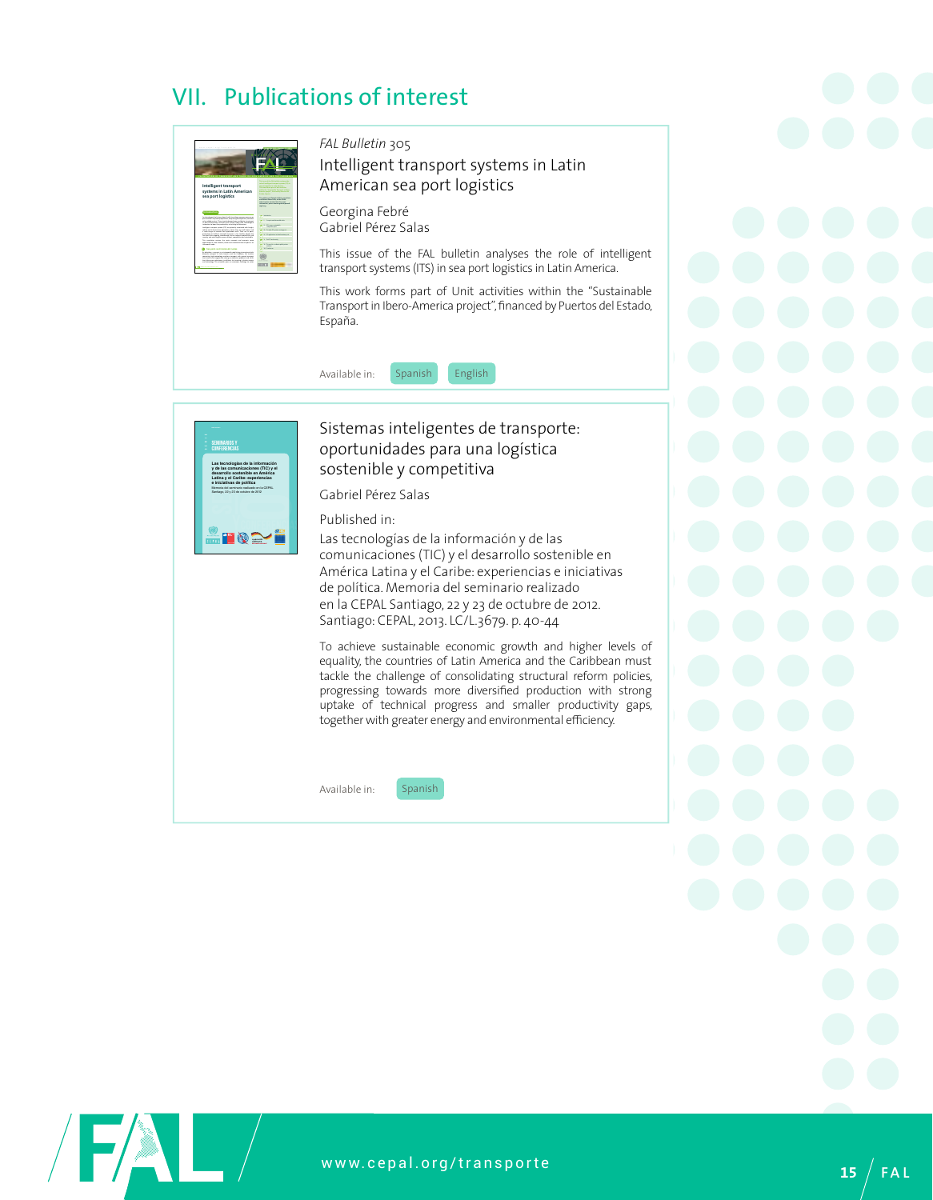# VII. Publications of interest

*FAL Bulletin* 305

Intelligent transport systems in Latin American sea port logistics

Georgina Febré
Gabriel Pérez Salas

This issue of the FAL bulletin analyses the role of intelligent transport systems (ITS) in sea port logistics in Latin America.

This work forms part of Unit activities within the "Sustainable Transport in Ibero-America project", financed by Puertos del Estado, España.

Available in: Spanish English

---

Sistemas inteligentes de transporte: oportunidades para una logística sostenible y competitiva

Gabriel Pérez Salas

Published in:

Las tecnologías de la información y de las comunicaciones (TIC) y el desarrollo sostenible en América Latina y el Caribe: experiencias e iniciativas de política. Memoria del seminario realizado en la CEPAL Santiago, 22 y 23 de octubre de 2012. Santiago: CEPAL, 2013. LC/L.3679. p. 40-44

To achieve sustainable economic growth and higher levels of equality, the countries of Latin America and the Caribbean must tackle the challenge of consolidating structural reform policies, progressing towards more diversified production with strong uptake of technical progress and smaller productivity gaps, together with greater energy and environmental efficiency.

Available in: Spanish